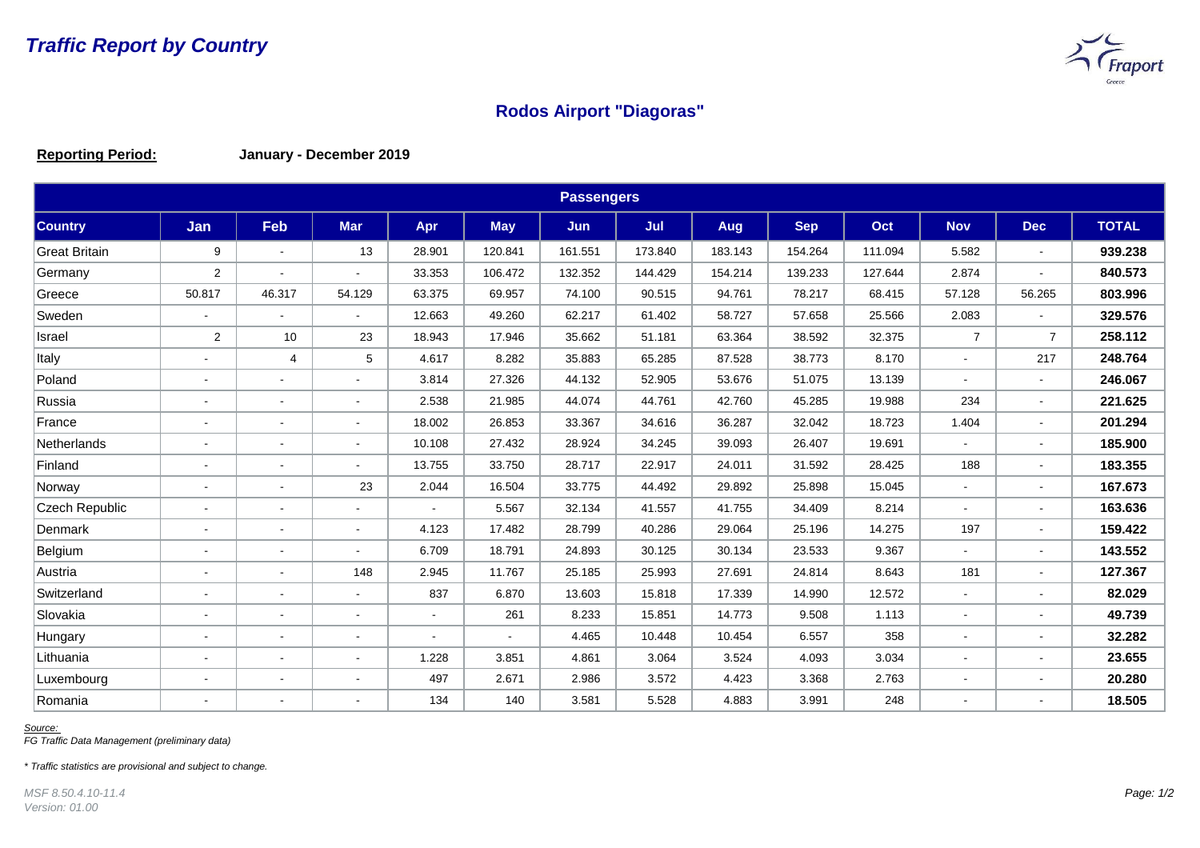# Traffic Report by Country

## Rodos Airport "Diagoras"

**Reporting Period:** **January - December 2019**

| Passengers | | | | | | | | | | | | | |
|---|---|---|---|---|---|---|---|---|---|---|---|---|---|
| **Country** | **Jan** | **Feb** | **Mar** | **Apr** | **May** | **Jun** | **Jul** | **Aug** | **Sep** | **Oct** | **Nov** | **Dec** | **TOTAL** |
| Great Britain | 9 | - | 13 | 28.901 | 120.841 | 161.551 | 173.840 | 183.143 | 154.264 | 111.094 | 5.582 | - | **939.238** |
| Germany | 2 | - | - | 33.353 | 106.472 | 132.352 | 144.429 | 154.214 | 139.233 | 127.644 | 2.874 | - | **840.573** |
| Greece | 50.817 | 46.317 | 54.129 | 63.375 | 69.957 | 74.100 | 90.515 | 94.761 | 78.217 | 68.415 | 57.128 | 56.265 | **803.996** |
| Sweden | - | - | - | 12.663 | 49.260 | 62.217 | 61.402 | 58.727 | 57.658 | 25.566 | 2.083 | - | **329.576** |
| Israel | 2 | 10 | 23 | 18.943 | 17.946 | 35.662 | 51.181 | 63.364 | 38.592 | 32.375 | 7 | 7 | **258.112** |
| Italy | - | 4 | 5 | 4.617 | 8.282 | 35.883 | 65.285 | 87.528 | 38.773 | 8.170 | - | 217 | **248.764** |
| Poland | - | - | - | 3.814 | 27.326 | 44.132 | 52.905 | 53.676 | 51.075 | 13.139 | - | - | **246.067** |
| Russia | - | - | - | 2.538 | 21.985 | 44.074 | 44.761 | 42.760 | 45.285 | 19.988 | 234 | - | **221.625** |
| France | - | - | - | 18.002 | 26.853 | 33.367 | 34.616 | 36.287 | 32.042 | 18.723 | 1.404 | - | **201.294** |
| Netherlands | - | - | - | 10.108 | 27.432 | 28.924 | 34.245 | 39.093 | 26.407 | 19.691 | - | - | **185.900** |
| Finland | - | - | - | 13.755 | 33.750 | 28.717 | 22.917 | 24.011 | 31.592 | 28.425 | 188 | - | **183.355** |
| Norway | - | - | 23 | 2.044 | 16.504 | 33.775 | 44.492 | 29.892 | 25.898 | 15.045 | - | - | **167.673** |
| Czech Republic | - | - | - | - | 5.567 | 32.134 | 41.557 | 41.755 | 34.409 | 8.214 | - | - | **163.636** |
| Denmark | - | - | - | 4.123 | 17.482 | 28.799 | 40.286 | 29.064 | 25.196 | 14.275 | 197 | - | **159.422** |
| Belgium | - | - | - | 6.709 | 18.791 | 24.893 | 30.125 | 30.134 | 23.533 | 9.367 | - | - | **143.552** |
| Austria | - | - | 148 | 2.945 | 11.767 | 25.185 | 25.993 | 27.691 | 24.814 | 8.643 | 181 | - | **127.367** |
| Switzerland | - | - | - | 837 | 6.870 | 13.603 | 15.818 | 17.339 | 14.990 | 12.572 | - | - | **82.029** |
| Slovakia | - | - | - | - | 261 | 8.233 | 15.851 | 14.773 | 9.508 | 1.113 | - | - | **49.739** |
| Hungary | - | - | - | - | - | 4.465 | 10.448 | 10.454 | 6.557 | 358 | - | - | **32.282** |
| Lithuania | - | - | - | 1.228 | 3.851 | 4.861 | 3.064 | 3.524 | 4.093 | 3.034 | - | - | **23.655** |
| Luxembourg | - | - | - | 497 | 2.671 | 2.986 | 3.572 | 4.423 | 3.368 | 2.763 | - | - | **20.280** |
| Romania | - | - | - | 134 | 140 | 3.581 | 5.528 | 4.883 | 3.991 | 248 | - | - | **18.505** |

*Source:*
*FG Traffic Data Management (preliminary data)*

*\* Traffic statistics are provisional and subject to change.*

*MSF 8.50.4.10-11.4*
*Version: 01.00*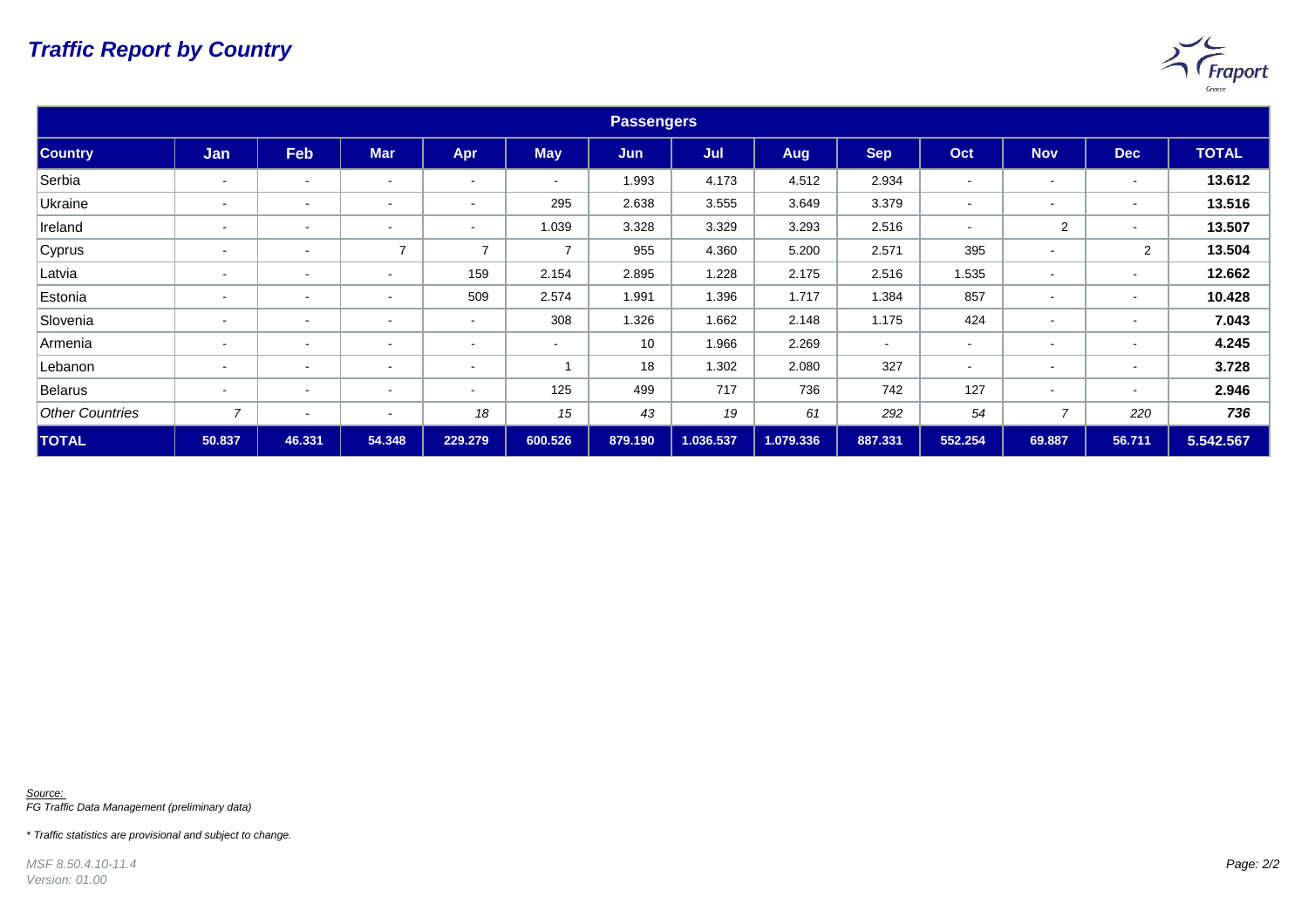# *Traffic Report by Country*

| Passengers | | | | | | | | | | | | | |
|---|---|---|---|---|---|---|---|---|---|---|---|---|---|
| **Country** | **Jan** | **Feb** | **Mar** | **Apr** | **May** | **Jun** | **Jul** | **Aug** | **Sep** | **Oct** | **Nov** | **Dec** | **TOTAL** |
| Serbia | - | - | - | - | - | 1.993 | 4.173 | 4.512 | 2.934 | - | - | - | **13.612** |
| Ukraine | - | - | - | - | 295 | 2.638 | 3.555 | 3.649 | 3.379 | - | - | - | **13.516** |
| Ireland | - | - | - | - | 1.039 | 3.328 | 3.329 | 3.293 | 2.516 | - | 2 | - | **13.507** |
| Cyprus | - | - | 7 | 7 | 7 | 955 | 4.360 | 5.200 | 2.571 | 395 | - | 2 | **13.504** |
| Latvia | - | - | - | 159 | 2.154 | 2.895 | 1.228 | 2.175 | 2.516 | 1.535 | - | - | **12.662** |
| Estonia | - | - | - | 509 | 2.574 | 1.991 | 1.396 | 1.717 | 1.384 | 857 | - | - | **10.428** |
| Slovenia | - | - | - | - | 308 | 1.326 | 1.662 | 2.148 | 1.175 | 424 | - | - | **7.043** |
| Armenia | - | - | - | - | - | 10 | 1.966 | 2.269 | - | - | - | - | **4.245** |
| Lebanon | - | - | - | - | 1 | 18 | 1.302 | 2.080 | 327 | - | - | - | **3.728** |
| Belarus | - | - | - | - | 125 | 499 | 717 | 736 | 742 | 127 | - | - | **2.946** |
| *Other Countries* | *7* | - | - | *18* | *15* | *43* | *19* | *61* | *292* | *54* | *7* | *220* | ***736*** |
| **TOTAL** | **50.837** | **46.331** | **54.348** | **229.279** | **600.526** | **879.190** | **1.036.537** | **1.079.336** | **887.331** | **552.254** | **69.887** | **56.711** | **5.542.567** |

*Source:*
*FG Traffic Data Management (preliminary data)*

** Traffic statistics are provisional and subject to change.*

*MSF 8.50.4.10-11.4*
*Version: 01.00*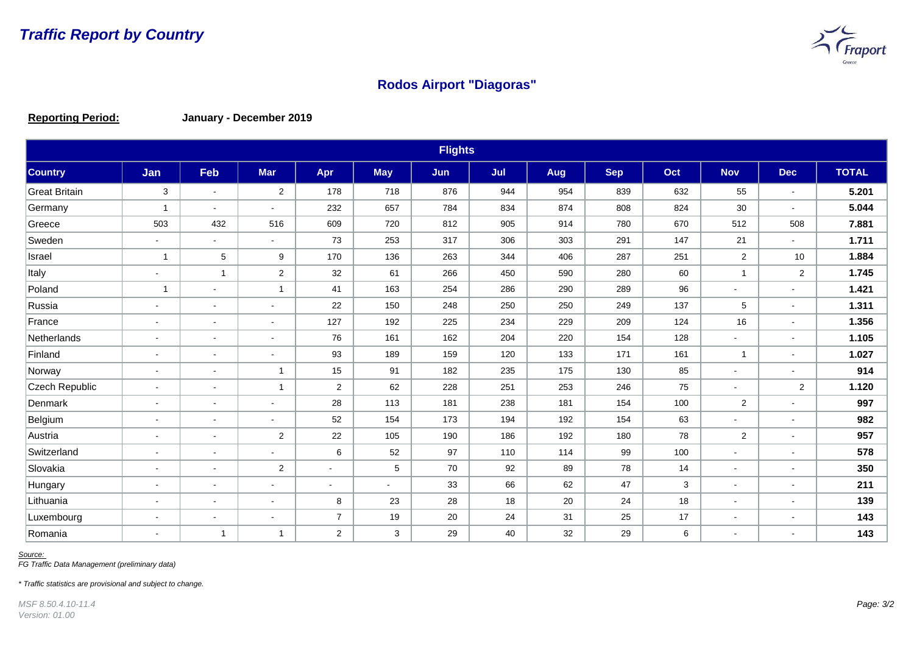# Traffic Report by Country

## Rodos Airport "Diagoras"

**Reporting Period:** **January - December 2019**

| Flights | | | | | | | | | | | | | |
|---|---|---|---|---|---|---|---|---|---|---|---|---|---|
| **Country** | **Jan** | **Feb** | **Mar** | **Apr** | **May** | **Jun** | **Jul** | **Aug** | **Sep** | **Oct** | **Nov** | **Dec** | **TOTAL** |
| Great Britain | 3 | - | 2 | 178 | 718 | 876 | 944 | 954 | 839 | 632 | 55 | - | **5.201** |
| Germany | 1 | - | - | 232 | 657 | 784 | 834 | 874 | 808 | 824 | 30 | - | **5.044** |
| Greece | 503 | 432 | 516 | 609 | 720 | 812 | 905 | 914 | 780 | 670 | 512 | 508 | **7.881** |
| Sweden | - | - | - | 73 | 253 | 317 | 306 | 303 | 291 | 147 | 21 | - | **1.711** |
| Israel | 1 | 5 | 9 | 170 | 136 | 263 | 344 | 406 | 287 | 251 | 2 | 10 | **1.884** |
| Italy | - | 1 | 2 | 32 | 61 | 266 | 450 | 590 | 280 | 60 | 1 | 2 | **1.745** |
| Poland | 1 | - | 1 | 41 | 163 | 254 | 286 | 290 | 289 | 96 | - | - | **1.421** |
| Russia | - | - | - | 22 | 150 | 248 | 250 | 250 | 249 | 137 | 5 | - | **1.311** |
| France | - | - | - | 127 | 192 | 225 | 234 | 229 | 209 | 124 | 16 | - | **1.356** |
| Netherlands | - | - | - | 76 | 161 | 162 | 204 | 220 | 154 | 128 | - | - | **1.105** |
| Finland | - | - | - | 93 | 189 | 159 | 120 | 133 | 171 | 161 | 1 | - | **1.027** |
| Norway | - | - | 1 | 15 | 91 | 182 | 235 | 175 | 130 | 85 | - | - | **914** |
| Czech Republic | - | - | 1 | 2 | 62 | 228 | 251 | 253 | 246 | 75 | - | 2 | **1.120** |
| Denmark | - | - | - | 28 | 113 | 181 | 238 | 181 | 154 | 100 | 2 | - | **997** |
| Belgium | - | - | - | 52 | 154 | 173 | 194 | 192 | 154 | 63 | - | - | **982** |
| Austria | - | - | 2 | 22 | 105 | 190 | 186 | 192 | 180 | 78 | 2 | - | **957** |
| Switzerland | - | - | - | 6 | 52 | 97 | 110 | 114 | 99 | 100 | - | - | **578** |
| Slovakia | - | - | 2 | - | 5 | 70 | 92 | 89 | 78 | 14 | - | - | **350** |
| Hungary | - | - | - | - | - | 33 | 66 | 62 | 47 | 3 | - | - | **211** |
| Lithuania | - | - | - | 8 | 23 | 28 | 18 | 20 | 24 | 18 | - | - | **139** |
| Luxembourg | - | - | - | 7 | 19 | 20 | 24 | 31 | 25 | 17 | - | - | **143** |
| Romania | - | 1 | 1 | 2 | 3 | 29 | 40 | 32 | 29 | 6 | - | - | **143** |

*Source:*
*FG Traffic Data Management (preliminary data)*

*\* Traffic statistics are provisional and subject to change.*

*MSF 8.50.4.10-11.4*
*Version: 01.00*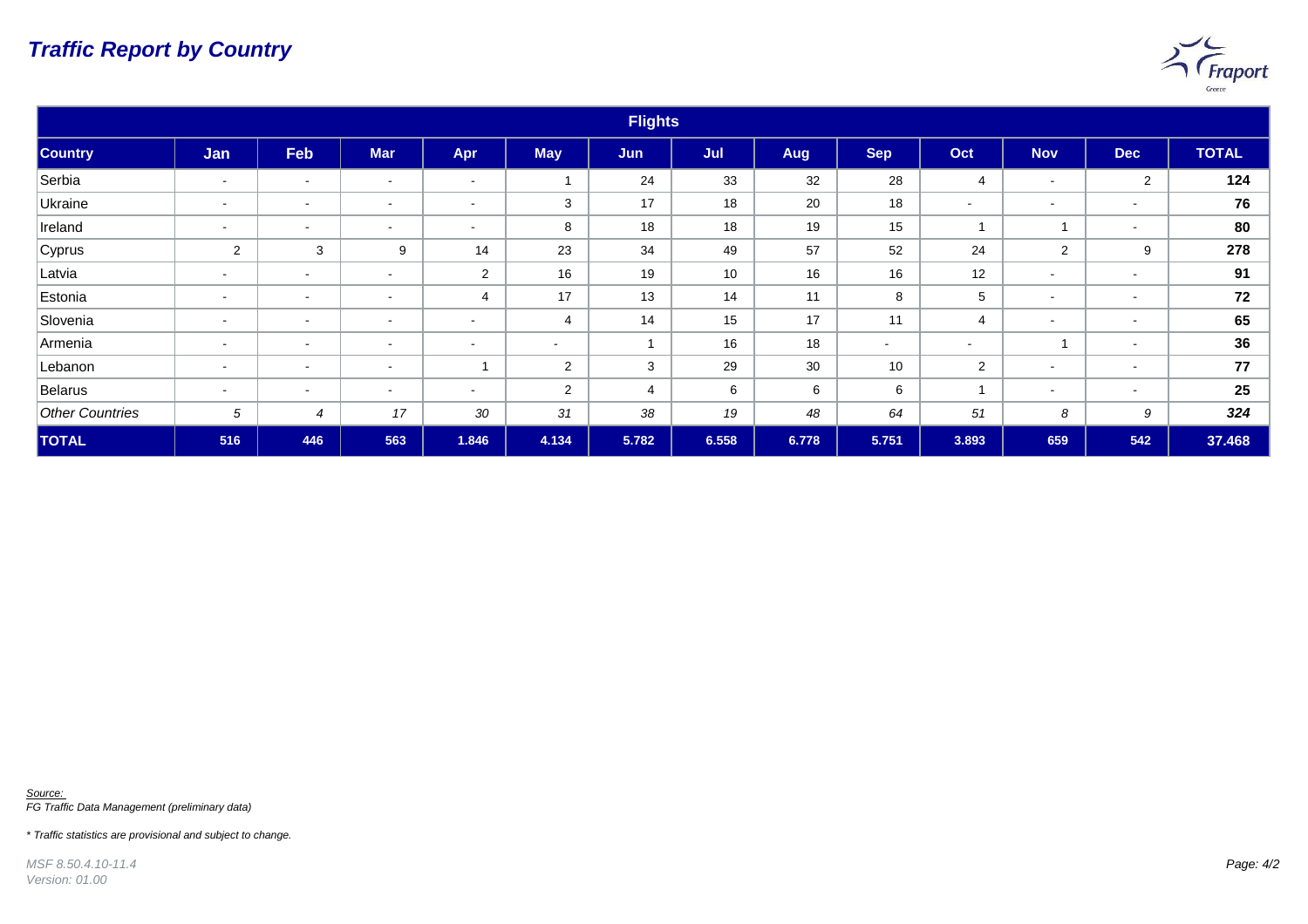## *Traffic Report by Country*

| Flights | | | | | | | | | | | | | |
|---|---|---|---|---|---|---|---|---|---|---|---|---|---|
| **Country** | **Jan** | **Feb** | **Mar** | **Apr** | **May** | **Jun** | **Jul** | **Aug** | **Sep** | **Oct** | **Nov** | **Dec** | **TOTAL** |
| Serbia | - | - | - | - | 1 | 24 | 33 | 32 | 28 | 4 | - | 2 | **124** |
| Ukraine | - | - | - | - | 3 | 17 | 18 | 20 | 18 | - | - | - | **76** |
| Ireland | - | - | - | - | 8 | 18 | 18 | 19 | 15 | 1 | 1 | - | **80** |
| Cyprus | 2 | 3 | 9 | 14 | 23 | 34 | 49 | 57 | 52 | 24 | 2 | 9 | **278** |
| Latvia | - | - | - | 2 | 16 | 19 | 10 | 16 | 16 | 12 | - | - | **91** |
| Estonia | - | - | - | 4 | 17 | 13 | 14 | 11 | 8 | 5 | - | - | **72** |
| Slovenia | - | - | - | - | 4 | 14 | 15 | 17 | 11 | 4 | - | - | **65** |
| Armenia | - | - | - | - | - | 1 | 16 | 18 | - | - | 1 | - | **36** |
| Lebanon | - | - | - | 1 | 2 | 3 | 29 | 30 | 10 | 2 | - | - | **77** |
| Belarus | - | - | - | - | 2 | 4 | 6 | 6 | 6 | 1 | - | - | **25** |
| *Other Countries* | *5* | *4* | *17* | *30* | *31* | *38* | *19* | *48* | *64* | *51* | *8* | *9* | ***324*** |
| **TOTAL** | **516** | **446** | **563** | **1.846** | **4.134** | **5.782** | **6.558** | **6.778** | **5.751** | **3.893** | **659** | **542** | **37.468** |

*Source:*
*FG Traffic Data Management (preliminary data)*

*\* Traffic statistics are provisional and subject to change.*

*MSF 8.50.4.10-11.4*
*Version: 01.00*